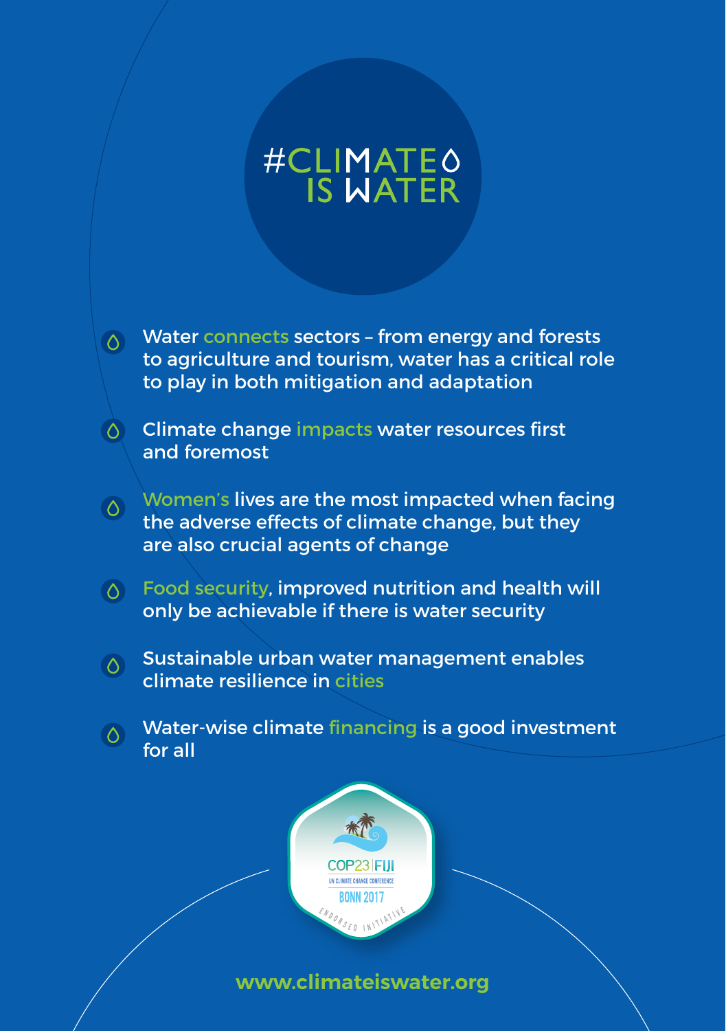# #CLIMATE IS WATER

- Water connects sectors – from energy and forests to agriculture and tourism, water has a critical role to play in both mitigation and adaptation
- Climate change impacts water resources first and foremost
- Women's lives are the most impacted when facing the adverse effects of climate change, but they are also crucial agents of change
- Food security, improved nutrition and health will only be achievable if there is water security
- Sustainable urban water management enables climate resilience in cities
- Water-wise climate financing is a good investment for all

COP23 | FIJI
UN CLIMATE CHANGE CONFERENCE
BONN 2017
ENDORSED INITIATIVE

www.climateiswater.org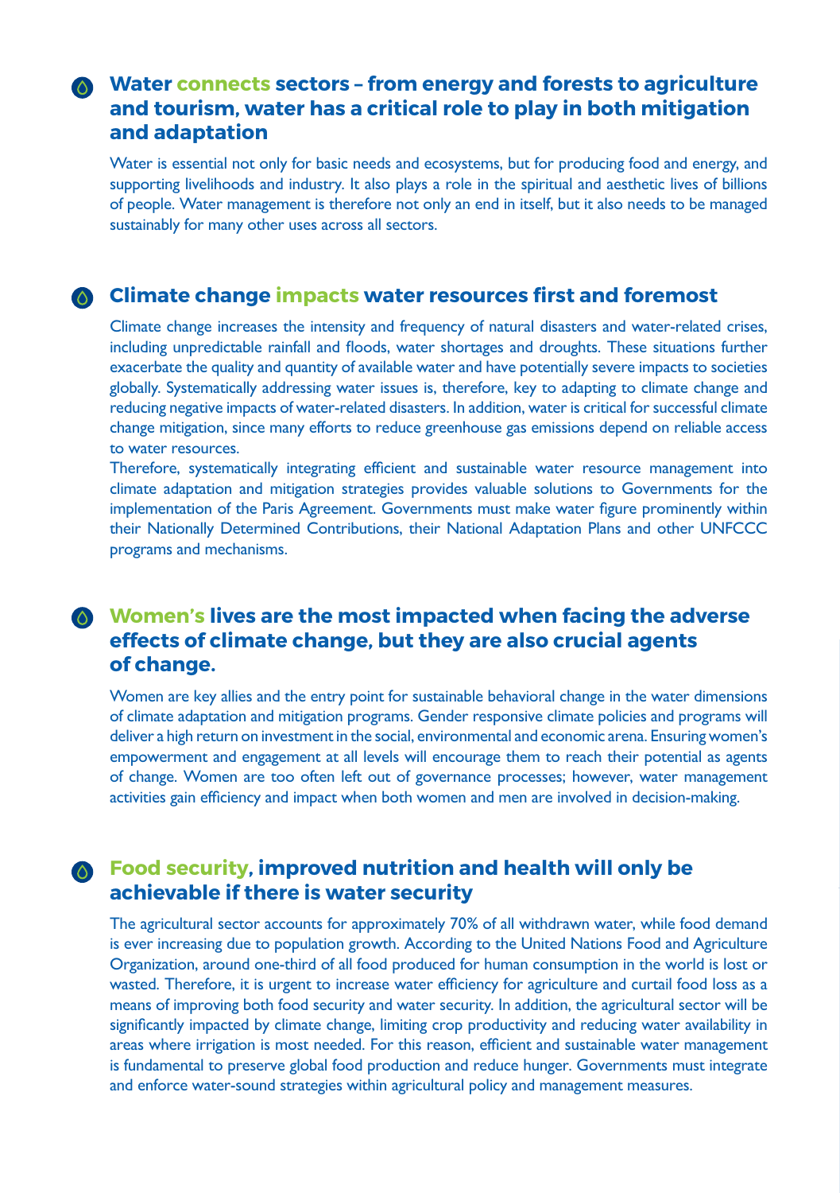## Water connects sectors – from energy and forests to agriculture and tourism, water has a critical role to play in both mitigation and adaptation

Water is essential not only for basic needs and ecosystems, but for producing food and energy, and supporting livelihoods and industry. It also plays a role in the spiritual and aesthetic lives of billions of people. Water management is therefore not only an end in itself, but it also needs to be managed sustainably for many other uses across all sectors.

## Climate change impacts water resources first and foremost

Climate change increases the intensity and frequency of natural disasters and water-related crises, including unpredictable rainfall and floods, water shortages and droughts. These situations further exacerbate the quality and quantity of available water and have potentially severe impacts to societies globally. Systematically addressing water issues is, therefore, key to adapting to climate change and reducing negative impacts of water-related disasters. In addition, water is critical for successful climate change mitigation, since many efforts to reduce greenhouse gas emissions depend on reliable access to water resources.

Therefore, systematically integrating efficient and sustainable water resource management into climate adaptation and mitigation strategies provides valuable solutions to Governments for the implementation of the Paris Agreement. Governments must make water figure prominently within their Nationally Determined Contributions, their National Adaptation Plans and other UNFCCC programs and mechanisms.

## Women's lives are the most impacted when facing the adverse effects of climate change, but they are also crucial agents of change.

Women are key allies and the entry point for sustainable behavioral change in the water dimensions of climate adaptation and mitigation programs. Gender responsive climate policies and programs will deliver a high return on investment in the social, environmental and economic arena. Ensuring women's empowerment and engagement at all levels will encourage them to reach their potential as agents of change. Women are too often left out of governance processes; however, water management activities gain efficiency and impact when both women and men are involved in decision-making.

## Food security, improved nutrition and health will only be achievable if there is water security

The agricultural sector accounts for approximately 70% of all withdrawn water, while food demand is ever increasing due to population growth. According to the United Nations Food and Agriculture Organization, around one-third of all food produced for human consumption in the world is lost or wasted. Therefore, it is urgent to increase water efficiency for agriculture and curtail food loss as a means of improving both food security and water security. In addition, the agricultural sector will be significantly impacted by climate change, limiting crop productivity and reducing water availability in areas where irrigation is most needed. For this reason, efficient and sustainable water management is fundamental to preserve global food production and reduce hunger. Governments must integrate and enforce water-sound strategies within agricultural policy and management measures.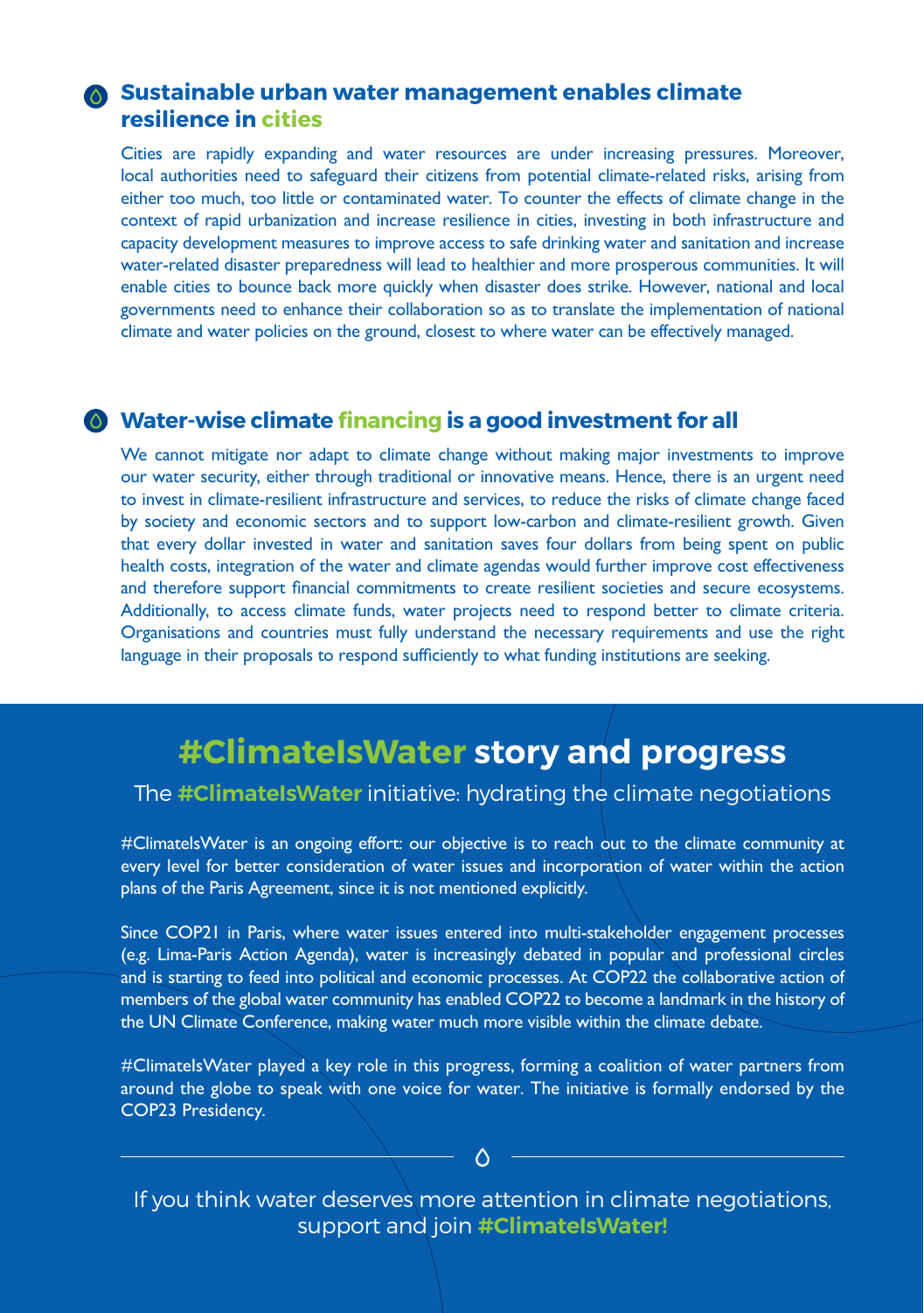## Sustainable urban water management enables climate resilience in cities

Cities are rapidly expanding and water resources are under increasing pressures. Moreover, local authorities need to safeguard their citizens from potential climate-related risks, arising from either too much, too little or contaminated water. To counter the effects of climate change in the context of rapid urbanization and increase resilience in cities, investing in both infrastructure and capacity development measures to improve access to safe drinking water and sanitation and increase water-related disaster preparedness will lead to healthier and more prosperous communities. It will enable cities to bounce back more quickly when disaster does strike. However, national and local governments need to enhance their collaboration so as to translate the implementation of national climate and water policies on the ground, closest to where water can be effectively managed.

## Water-wise climate financing is a good investment for all

We cannot mitigate nor adapt to climate change without making major investments to improve our water security, either through traditional or innovative means. Hence, there is an urgent need to invest in climate-resilient infrastructure and services, to reduce the risks of climate change faced by society and economic sectors and to support low-carbon and climate-resilient growth. Given that every dollar invested in water and sanitation saves four dollars from being spent on public health costs, integration of the water and climate agendas would further improve cost effectiveness and therefore support financial commitments to create resilient societies and secure ecosystems. Additionally, to access climate funds, water projects need to respond better to climate criteria. Organisations and countries must fully understand the necessary requirements and use the right language in their proposals to respond sufficiently to what funding institutions are seeking.

# #ClimateIsWater story and progress

### The #ClimateIsWater initiative: hydrating the climate negotiations

#ClimateIsWater is an ongoing effort: our objective is to reach out to the climate community at every level for better consideration of water issues and incorporation of water within the action plans of the Paris Agreement, since it is not mentioned explicitly.

Since COP21 in Paris, where water issues entered into multi-stakeholder engagement processes (e.g. Lima-Paris Action Agenda), water is increasingly debated in popular and professional circles and is starting to feed into political and economic processes. At COP22 the collaborative action of members of the global water community has enabled COP22 to become a landmark in the history of the UN Climate Conference, making water much more visible within the climate debate.

#ClimateIsWater played a key role in this progress, forming a coalition of water partners from around the globe to speak with one voice for water. The initiative is formally endorsed by the COP23 Presidency.

---

If you think water deserves more attention in climate negotiations, support and join **#ClimateIsWater!**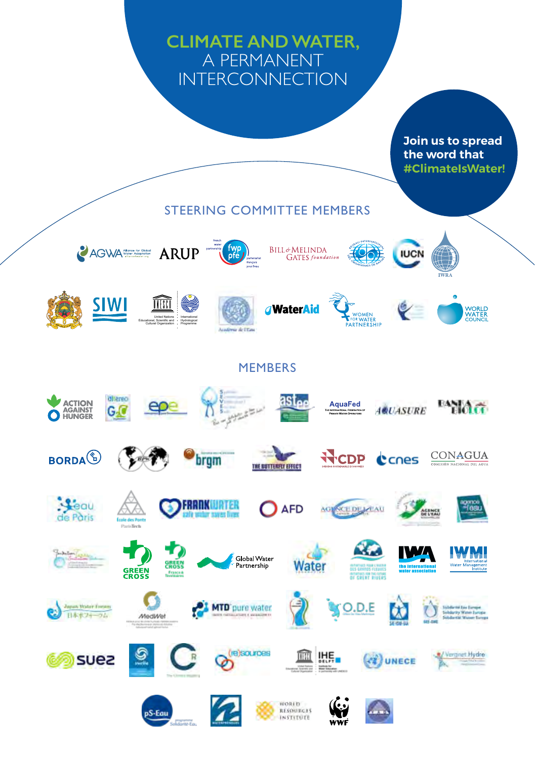# CLIMATE AND WATER, A PERMANENT INTERCONNECTION

Join us to spread the word that #ClimateIsWater!

## STEERING COMMITTEE MEMBERS

## MEMBERS